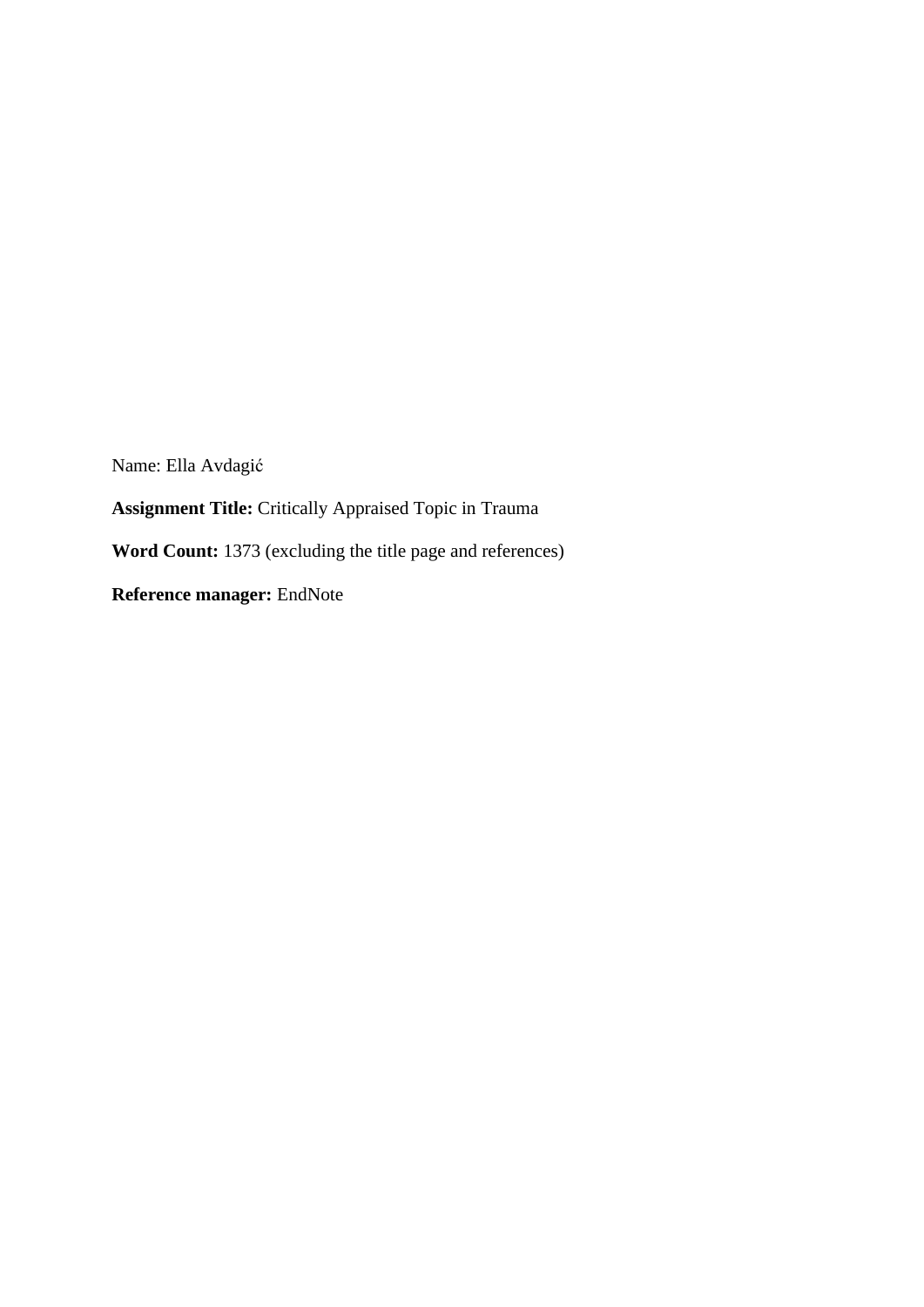Name: Ella Avdagić

**Assignment Title:** Critically Appraised Topic in Trauma

**Word Count:** 1373 (excluding the title page and references)

**Reference manager:** EndNote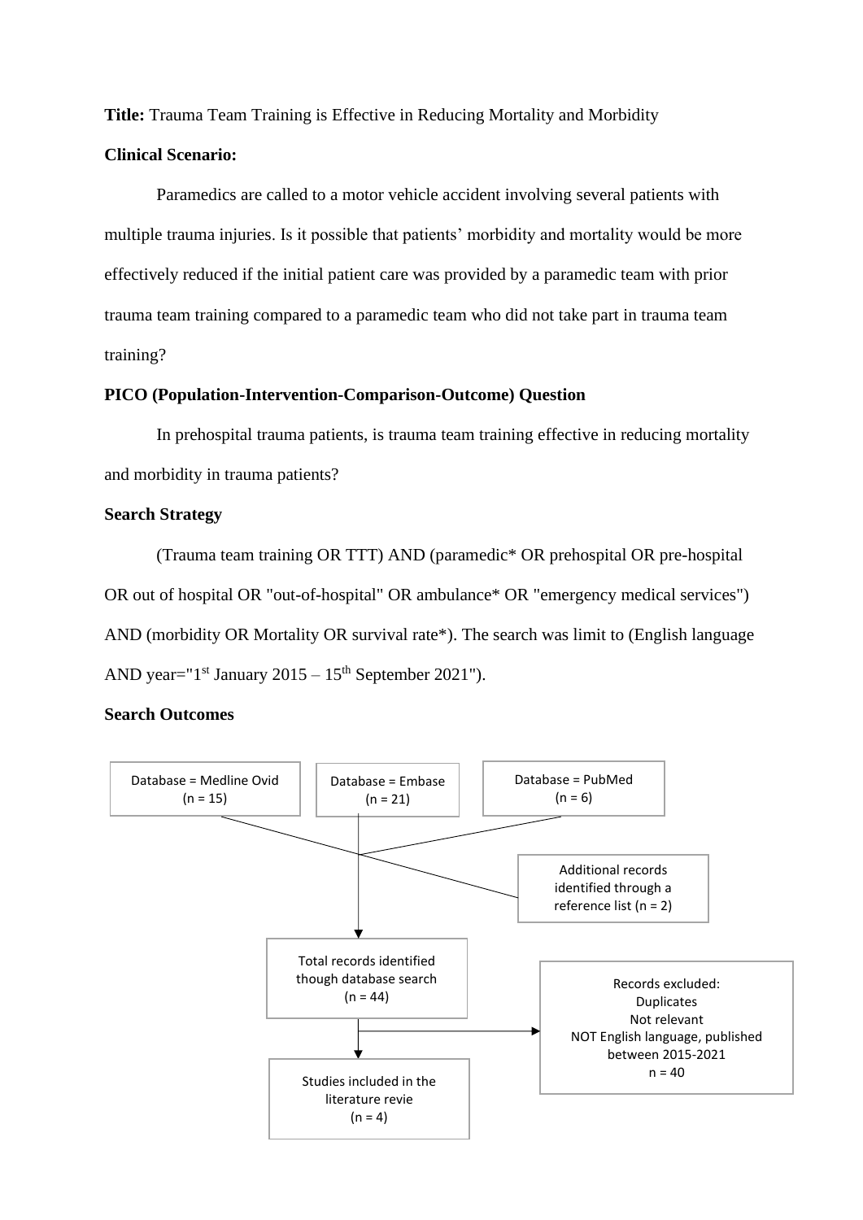**Title:** Trauma Team Training is Effective in Reducing Mortality and Morbidity

**Clinical Scenario:**

Paramedics are called to a motor vehicle accident involving several patients with multiple trauma injuries. Is it possible that patients' morbidity and mortality would be more effectively reduced if the initial patient care was provided by a paramedic team with prior trauma team training compared to a paramedic team who did not take part in trauma team training?

**PICO (Population-Intervention-Comparison-Outcome) Question**

In prehospital trauma patients, is trauma team training effective in reducing mortality and morbidity in trauma patients?

**Search Strategy**

(Trauma team training OR TTT) AND (paramedic* OR prehospital OR pre-hospital OR out of hospital OR "out-of-hospital" OR ambulance* OR "emergency medical services") AND (morbidity OR Mortality OR survival rate*). The search was limit to (English language AND year="1st January 2015 – 15th September 2021").

**Search Outcomes**

Database = Medline Ovid (n = 15)

Database = Embase (n = 21)

Database = PubMed (n = 6)

Additional records identified through a reference list (n = 2)

Total records identified though database search (n = 44)

Records excluded:
Duplicates
Not relevant
NOT English language, published between 2015-2021
n = 40

Studies included in the literature revie (n = 4)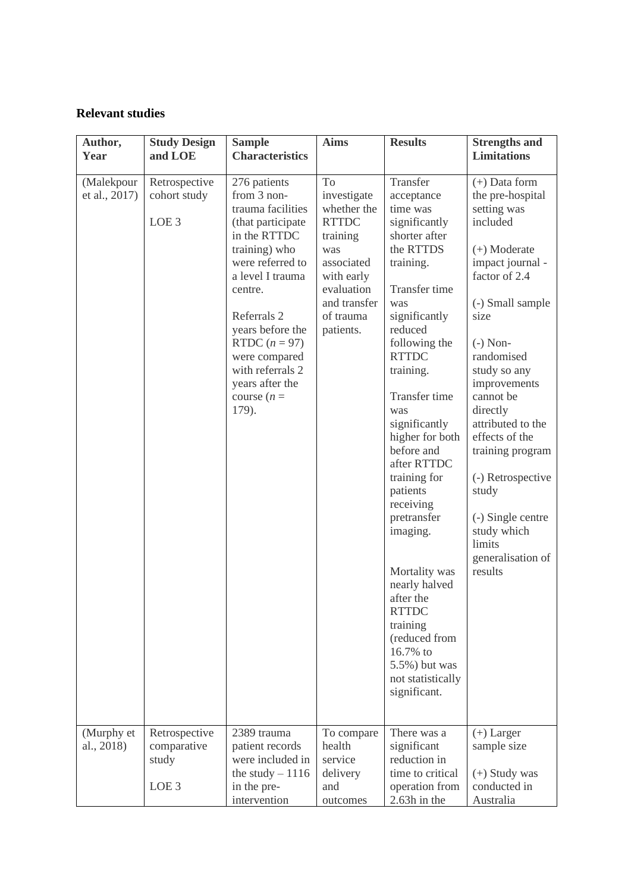**Relevant studies**

| Author, Year | Study Design and LOE | Sample Characteristics | Aims | Results | Strengths and Limitations |
|---|---|---|---|---|---|
| (Malekpour et al., 2017) | Retrospective cohort study<br><br>LOE 3 | 276 patients from 3 non-trauma facilities (that participate in the RTTDC training) who were referred to a level I trauma centre.<br><br>Referrals 2 years before the RTDC (*n* = 97) were compared with referrals 2 years after the course (*n* = 179). | To investigate whether the RTTDC training was associated with early evaluation and transfer of trauma patients. | Transfer acceptance time was significantly shorter after the RTTDS training.<br><br>Transfer time was significantly reduced following the RTTDC training.<br><br>Transfer time was significantly higher for both before and after RTTDC training for patients receiving pretransfer imaging.<br><br>Mortality was nearly halved after the RTTDC training (reduced from 16.7% to 5.5%) but was not statistically significant. | (+) Data form the pre-hospital setting was included<br><br>(+) Moderate impact journal - factor of 2.4<br><br>(-) Small sample size<br><br>(-) Non-randomised study so any improvements cannot be directly attributed to the effects of the training program<br><br>(-) Retrospective study<br><br>(-) Single centre study which limits generalisation of results |
| (Murphy et al., 2018) | Retrospective comparative study<br><br>LOE 3 | 2389 trauma patient records were included in the study – 1116 in the pre-intervention | To compare health service delivery and outcomes | There was a significant reduction in time to critical operation from 2.63h in the | (+) Larger sample size<br><br>(+) Study was conducted in Australia |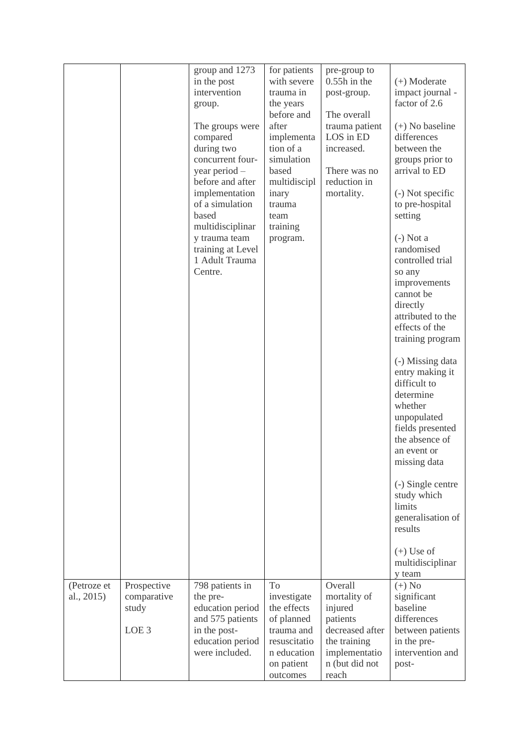| | | | | | |
|---|---|---|---|---|---|
| | | group and 1273 in the post intervention group.<br><br>The groups were compared during two concurrent four-year period – before and after implementation of a simulation based multidisciplinary trauma team training at Level 1 Adult Trauma Centre. | for patients with severe trauma in the years before and after implementation of a simulation based multidisciplinary trauma team training program. | pre-group to 0.55h in the post-group.<br><br>The overall trauma patient LOS in ED increased.<br><br>There was no reduction in mortality. | (+) Moderate impact journal - factor of 2.6<br><br>(+) No baseline differences between the groups prior to arrival to ED<br><br>(-) Not specific to pre-hospital setting<br><br>(-) Not a randomised controlled trial so any improvements cannot be directly attributed to the effects of the training program<br><br>(-) Missing data entry making it difficult to determine whether unpopulated fields presented the absence of an event or missing data<br><br>(-) Single centre study which limits generalisation of results<br><br>(+) Use of multidisciplinary team |
| (Petroze et al., 2015) | Prospective comparative study<br><br>LOE 3 | 798 patients in the pre-education period and 575 patients in the post-education period were included. | To investigate the effects of planned trauma and resuscitation education on patient outcomes | Overall mortality of injured patients decreased after the training implementation (but did not reach | (+) No significant baseline differences between patients in the pre-intervention and post- |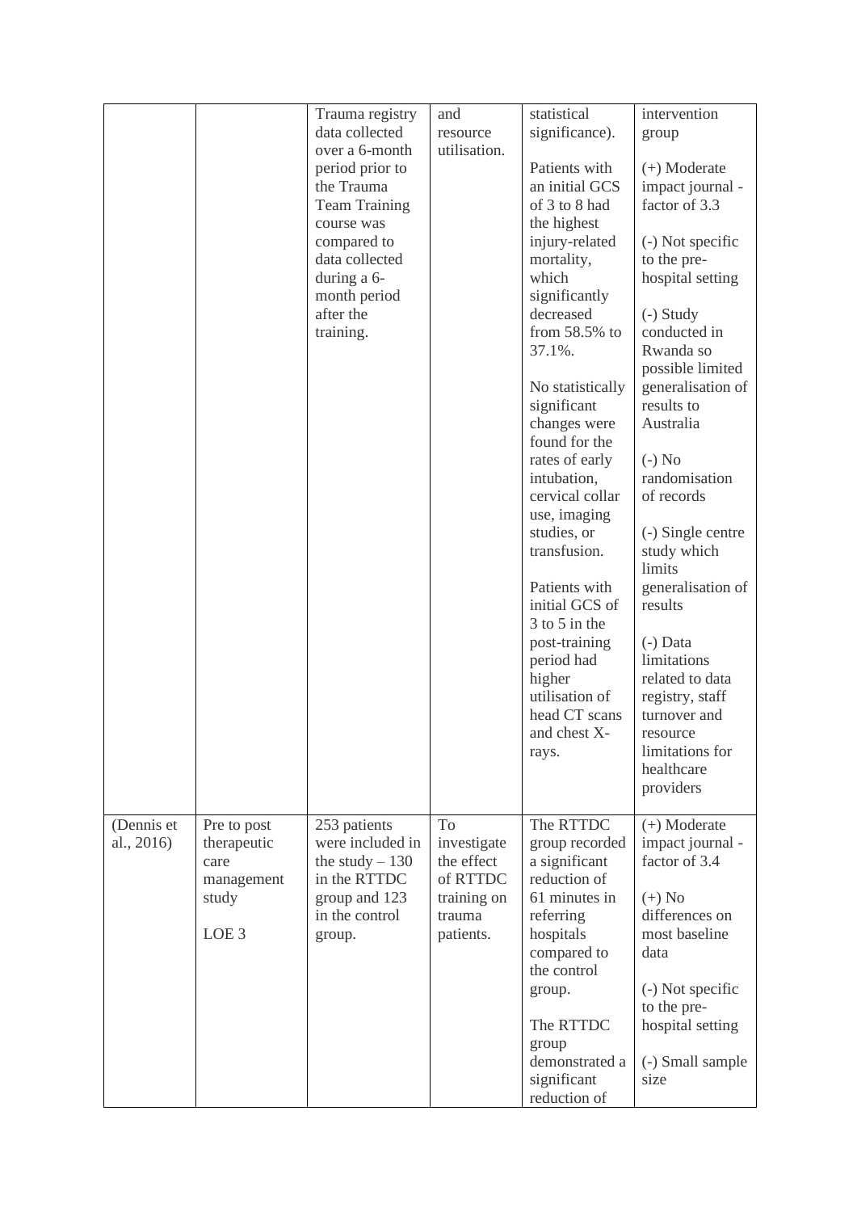| | | | | | |
|---|---|---|---|---|---|
| | | Trauma registry data collected over a 6-month period prior to the Trauma Team Training course was compared to data collected during a 6-month period after the training. | and resource utilisation. | statistical significance).<br><br>Patients with an initial GCS of 3 to 8 had the highest injury-related mortality, which significantly decreased from 58.5% to 37.1%.<br><br>No statistically significant changes were found for the rates of early intubation, cervical collar use, imaging studies, or transfusion.<br><br>Patients with initial GCS of 3 to 5 in the post-training period had higher utilisation of head CT scans and chest X-rays. | intervention group<br><br>(+) Moderate impact journal - factor of 3.3<br><br>(-) Not specific to the pre-hospital setting<br><br>(-) Study conducted in Rwanda so possible limited generalisation of results to Australia<br><br>(-) No randomisation of records<br><br>(-) Single centre study which limits generalisation of results<br><br>(-) Data limitations related to data registry, staff turnover and resource limitations for healthcare providers |
| (Dennis et al., 2016) | Pre to post therapeutic care management study<br><br>LOE 3 | 253 patients were included in the study – 130 in the RTTDC group and 123 in the control group. | To investigate the effect of RTTDC training on trauma patients. | The RTTDC group recorded a significant reduction of 61 minutes in referring hospitals compared to the control group.<br><br>The RTTDC group demonstrated a significant reduction of | (+) Moderate impact journal - factor of 3.4<br><br>(+) No differences on most baseline data<br><br>(-) Not specific to the pre-hospital setting<br><br>(-) Small sample size |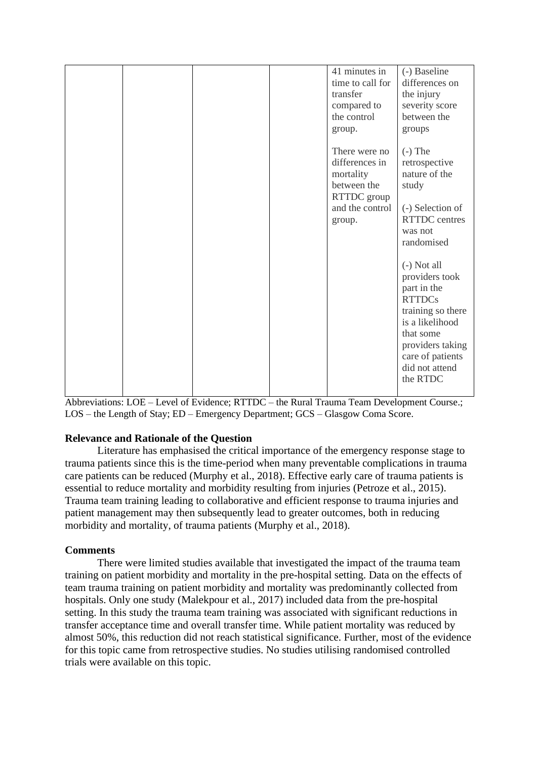| | | | | 41 minutes in time to call for transfer compared to the control group.<br><br>There were no differences in mortality between the RTTDC group and the control group. | (-) Baseline differences on the injury severity score between the groups<br><br>(-) The retrospective nature of the study<br><br>(-) Selection of RTTDC centres was not randomised<br><br>(-) Not all providers took part in the RTTDCs training so there is a likelihood that some providers taking care of patients did not attend the RTDC |
|---|---|---|---|---|---|

Abbreviations: LOE – Level of Evidence; RTTDC – the Rural Trauma Team Development Course.; LOS – the Length of Stay; ED – Emergency Department; GCS – Glasgow Coma Score.

### Relevance and Rationale of the Question

Literature has emphasised the critical importance of the emergency response stage to trauma patients since this is the time-period when many preventable complications in trauma care patients can be reduced (Murphy et al., 2018). Effective early care of trauma patients is essential to reduce mortality and morbidity resulting from injuries (Petroze et al., 2015). Trauma team training leading to collaborative and efficient response to trauma injuries and patient management may then subsequently lead to greater outcomes, both in reducing morbidity and mortality, of trauma patients (Murphy et al., 2018).

### Comments

There were limited studies available that investigated the impact of the trauma team training on patient morbidity and mortality in the pre-hospital setting. Data on the effects of team trauma training on patient morbidity and mortality was predominantly collected from hospitals. Only one study (Malekpour et al., 2017) included data from the pre-hospital setting. In this study the trauma team training was associated with significant reductions in transfer acceptance time and overall transfer time. While patient mortality was reduced by almost 50%, this reduction did not reach statistical significance. Further, most of the evidence for this topic came from retrospective studies. No studies utilising randomised controlled trials were available on this topic.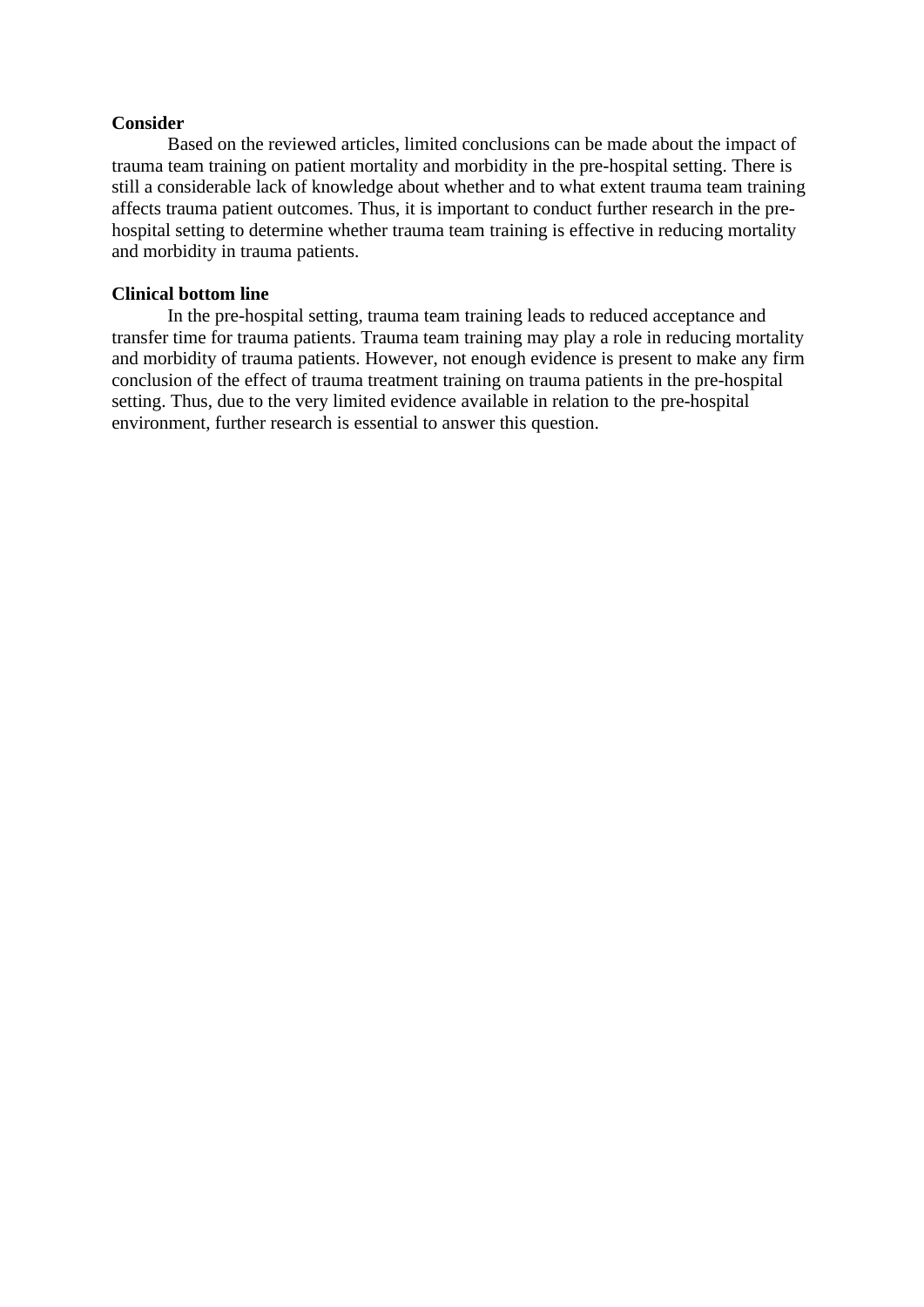**Consider**

Based on the reviewed articles, limited conclusions can be made about the impact of trauma team training on patient mortality and morbidity in the pre-hospital setting. There is still a considerable lack of knowledge about whether and to what extent trauma team training affects trauma patient outcomes. Thus, it is important to conduct further research in the pre-hospital setting to determine whether trauma team training is effective in reducing mortality and morbidity in trauma patients.

**Clinical bottom line**

In the pre-hospital setting, trauma team training leads to reduced acceptance and transfer time for trauma patients. Trauma team training may play a role in reducing mortality and morbidity of trauma patients. However, not enough evidence is present to make any firm conclusion of the effect of trauma treatment training on trauma patients in the pre-hospital setting. Thus, due to the very limited evidence available in relation to the pre-hospital environment, further research is essential to answer this question.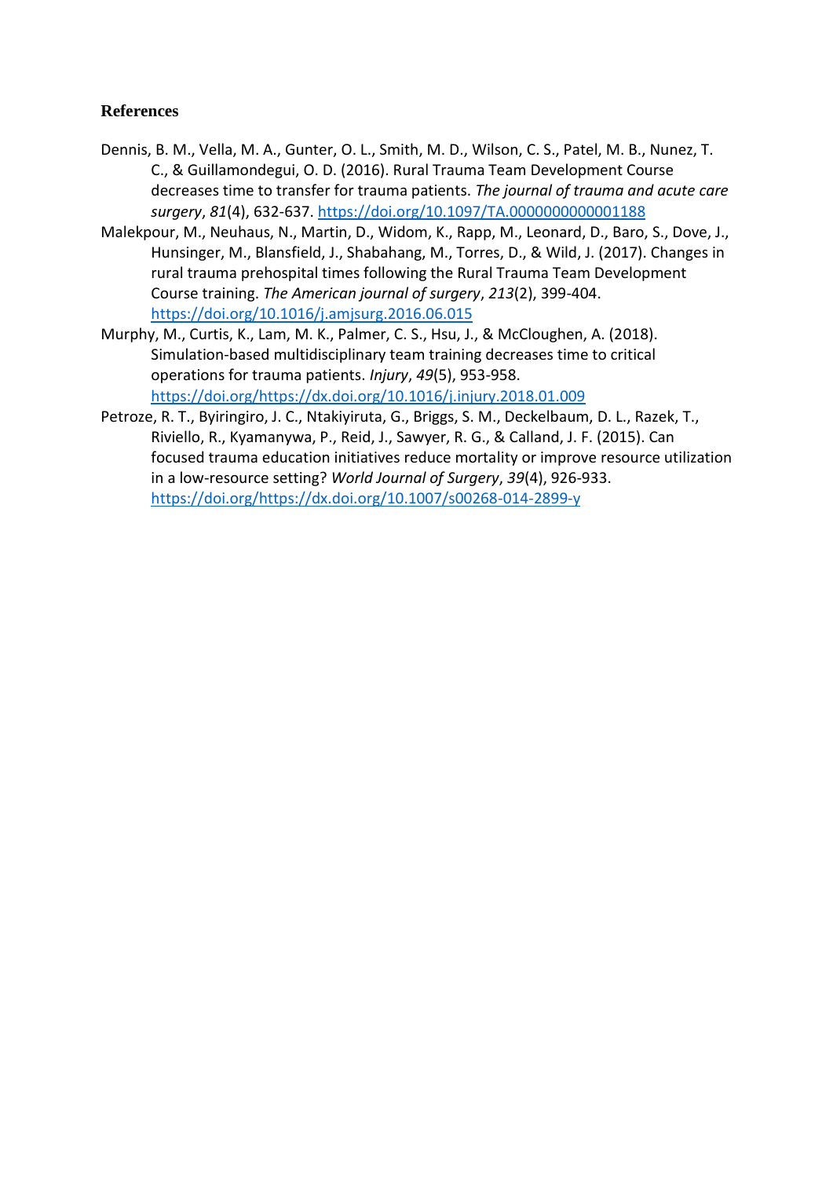## References

Dennis, B. M., Vella, M. A., Gunter, O. L., Smith, M. D., Wilson, C. S., Patel, M. B., Nunez, T. C., & Guillamondegui, O. D. (2016). Rural Trauma Team Development Course decreases time to transfer for trauma patients. *The journal of trauma and acute care surgery*, *81*(4), 632-637. https://doi.org/10.1097/TA.0000000000001188

Malekpour, M., Neuhaus, N., Martin, D., Widom, K., Rapp, M., Leonard, D., Baro, S., Dove, J., Hunsinger, M., Blansfield, J., Shabahang, M., Torres, D., & Wild, J. (2017). Changes in rural trauma prehospital times following the Rural Trauma Team Development Course training. *The American journal of surgery*, *213*(2), 399-404. https://doi.org/10.1016/j.amjsurg.2016.06.015

Murphy, M., Curtis, K., Lam, M. K., Palmer, C. S., Hsu, J., & McCloughen, A. (2018). Simulation-based multidisciplinary team training decreases time to critical operations for trauma patients. *Injury*, *49*(5), 953-958. https://doi.org/https://dx.doi.org/10.1016/j.injury.2018.01.009

Petroze, R. T., Byiringiro, J. C., Ntakiyiruta, G., Briggs, S. M., Deckelbaum, D. L., Razek, T., Riviello, R., Kyamanywa, P., Reid, J., Sawyer, R. G., & Calland, J. F. (2015). Can focused trauma education initiatives reduce mortality or improve resource utilization in a low-resource setting? *World Journal of Surgery*, *39*(4), 926-933. https://doi.org/https://dx.doi.org/10.1007/s00268-014-2899-y